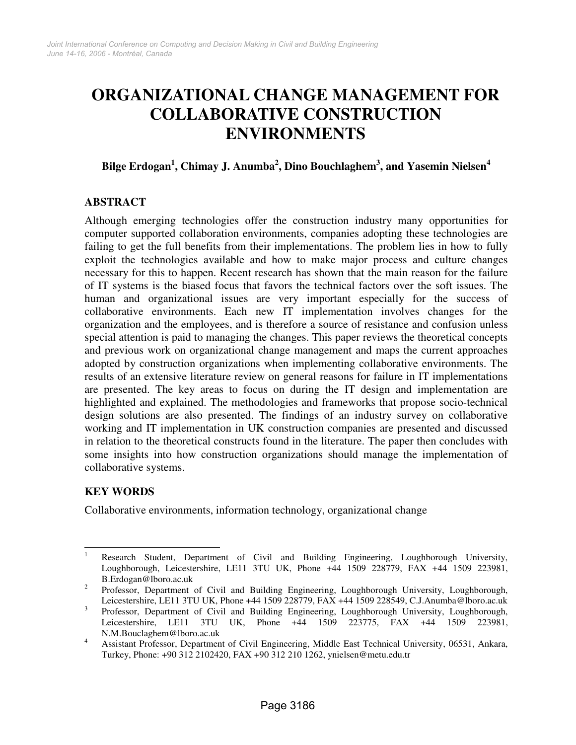# ORGANIZATIONAL CHANGE MANAGEMENT FOR COLLABORATIVE CONSTRUCTION ENVIRONMENTS

**Bilge Erdogan[1], Chimay J. Anumba[2], Dino Bouchlaghem[3], and Yasemin Nielsen[4]**

## ABSTRACT

Although emerging technologies offer the construction industry many opportunities for computer supported collaboration environments, companies adopting these technologies are failing to get the full benefits from their implementations. The problem lies in how to fully exploit the technologies available and how to make major process and culture changes necessary for this to happen. Recent research has shown that the main reason for the failure of IT systems is the biased focus that favors the technical factors over the soft issues. The human and organizational issues are very important especially for the success of collaborative environments. Each new IT implementation involves changes for the organization and the employees, and is therefore a source of resistance and confusion unless special attention is paid to managing the changes. This paper reviews the theoretical concepts and previous work on organizational change management and maps the current approaches adopted by construction organizations when implementing collaborative environments. The results of an extensive literature review on general reasons for failure in IT implementations are presented. The key areas to focus on during the IT design and implementation are highlighted and explained. The methodologies and frameworks that propose socio-technical design solutions are also presented. The findings of an industry survey on collaborative working and IT implementation in UK construction companies are presented and discussed in relation to the theoretical constructs found in the literature. The paper then concludes with some insights into how construction organizations should manage the implementation of collaborative systems.

## KEY WORDS

Collaborative environments, information technology, organizational change

---

[1] Research Student, Department of Civil and Building Engineering, Loughborough University, Loughborough, Leicestershire, LE11 3TU UK, Phone +44 1509 228779, FAX +44 1509 223981, B.Erdogan@lboro.ac.uk

[2] Professor, Department of Civil and Building Engineering, Loughborough University, Loughborough, Leicestershire, LE11 3TU UK, Phone +44 1509 228779, FAX +44 1509 228549, C.J.Anumba@lboro.ac.uk

[3] Professor, Department of Civil and Building Engineering, Loughborough University, Loughborough, Leicestershire, LE11 3TU UK, Phone +44 1509 223775, FAX +44 1509 223981, N.M.Bouclaghem@lboro.ac.uk

[4] Assistant Professor, Department of Civil Engineering, Middle East Technical University, 06531, Ankara, Turkey, Phone: +90 312 2102420, FAX +90 312 210 1262, ynielsen@metu.edu.tr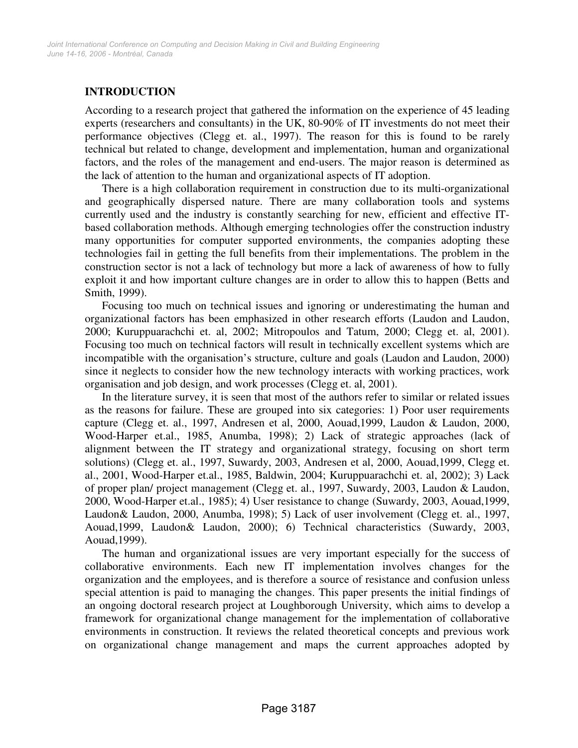## INTRODUCTION

According to a research project that gathered the information on the experience of 45 leading experts (researchers and consultants) in the UK, 80-90% of IT investments do not meet their performance objectives (Clegg et. al., 1997). The reason for this is found to be rarely technical but related to change, development and implementation, human and organizational factors, and the roles of the management and end-users. The major reason is determined as the lack of attention to the human and organizational aspects of IT adoption.

There is a high collaboration requirement in construction due to its multi-organizational and geographically dispersed nature. There are many collaboration tools and systems currently used and the industry is constantly searching for new, efficient and effective IT-based collaboration methods. Although emerging technologies offer the construction industry many opportunities for computer supported environments, the companies adopting these technologies fail in getting the full benefits from their implementations. The problem in the construction sector is not a lack of technology but more a lack of awareness of how to fully exploit it and how important culture changes are in order to allow this to happen (Betts and Smith, 1999).

Focusing too much on technical issues and ignoring or underestimating the human and organizational factors has been emphasized in other research efforts (Laudon and Laudon, 2000; Kuruppuarachchi et. al, 2002; Mitropoulos and Tatum, 2000; Clegg et. al, 2001). Focusing too much on technical factors will result in technically excellent systems which are incompatible with the organisation's structure, culture and goals (Laudon and Laudon, 2000) since it neglects to consider how the new technology interacts with working practices, work organisation and job design, and work processes (Clegg et. al, 2001).

In the literature survey, it is seen that most of the authors refer to similar or related issues as the reasons for failure. These are grouped into six categories: 1) Poor user requirements capture (Clegg et. al., 1997, Andresen et al, 2000, Aouad,1999, Laudon & Laudon, 2000, Wood-Harper et.al., 1985, Anumba, 1998); 2) Lack of strategic approaches (lack of alignment between the IT strategy and organizational strategy, focusing on short term solutions) (Clegg et. al., 1997, Suwardy, 2003, Andresen et al, 2000, Aouad,1999, Clegg et. al., 2001, Wood-Harper et.al., 1985, Baldwin, 2004; Kuruppuarachchi et. al, 2002); 3) Lack of proper plan/ project management (Clegg et. al., 1997, Suwardy, 2003, Laudon & Laudon, 2000, Wood-Harper et.al., 1985); 4) User resistance to change (Suwardy, 2003, Aouad,1999, Laudon& Laudon, 2000, Anumba, 1998); 5) Lack of user involvement (Clegg et. al., 1997, Aouad,1999, Laudon& Laudon, 2000); 6) Technical characteristics (Suwardy, 2003, Aouad,1999).

The human and organizational issues are very important especially for the success of collaborative environments. Each new IT implementation involves changes for the organization and the employees, and is therefore a source of resistance and confusion unless special attention is paid to managing the changes. This paper presents the initial findings of an ongoing doctoral research project at Loughborough University, which aims to develop a framework for organizational change management for the implementation of collaborative environments in construction. It reviews the related theoretical concepts and previous work on organizational change management and maps the current approaches adopted by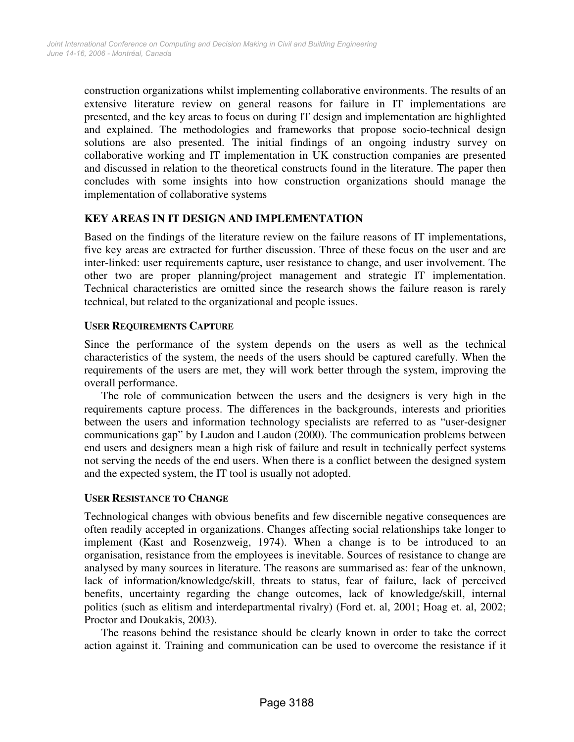construction organizations whilst implementing collaborative environments. The results of an extensive literature review on general reasons for failure in IT implementations are presented, and the key areas to focus on during IT design and implementation are highlighted and explained. The methodologies and frameworks that propose socio-technical design solutions are also presented. The initial findings of an ongoing industry survey on collaborative working and IT implementation in UK construction companies are presented and discussed in relation to the theoretical constructs found in the literature. The paper then concludes with some insights into how construction organizations should manage the implementation of collaborative systems

## KEY AREAS IN IT DESIGN AND IMPLEMENTATION

Based on the findings of the literature review on the failure reasons of IT implementations, five key areas are extracted for further discussion. Three of these focus on the user and are inter-linked: user requirements capture, user resistance to change, and user involvement. The other two are proper planning/project management and strategic IT implementation. Technical characteristics are omitted since the research shows the failure reason is rarely technical, but related to the organizational and people issues.

### USER REQUIREMENTS CAPTURE

Since the performance of the system depends on the users as well as the technical characteristics of the system, the needs of the users should be captured carefully. When the requirements of the users are met, they will work better through the system, improving the overall performance.

The role of communication between the users and the designers is very high in the requirements capture process. The differences in the backgrounds, interests and priorities between the users and information technology specialists are referred to as "user-designer communications gap" by Laudon and Laudon (2000). The communication problems between end users and designers mean a high risk of failure and result in technically perfect systems not serving the needs of the end users. When there is a conflict between the designed system and the expected system, the IT tool is usually not adopted.

### USER RESISTANCE TO CHANGE

Technological changes with obvious benefits and few discernible negative consequences are often readily accepted in organizations. Changes affecting social relationships take longer to implement (Kast and Rosenzweig, 1974). When a change is to be introduced to an organisation, resistance from the employees is inevitable. Sources of resistance to change are analysed by many sources in literature. The reasons are summarised as: fear of the unknown, lack of information/knowledge/skill, threats to status, fear of failure, lack of perceived benefits, uncertainty regarding the change outcomes, lack of knowledge/skill, internal politics (such as elitism and interdepartmental rivalry) (Ford et. al, 2001; Hoag et. al, 2002; Proctor and Doukakis, 2003).

The reasons behind the resistance should be clearly known in order to take the correct action against it. Training and communication can be used to overcome the resistance if it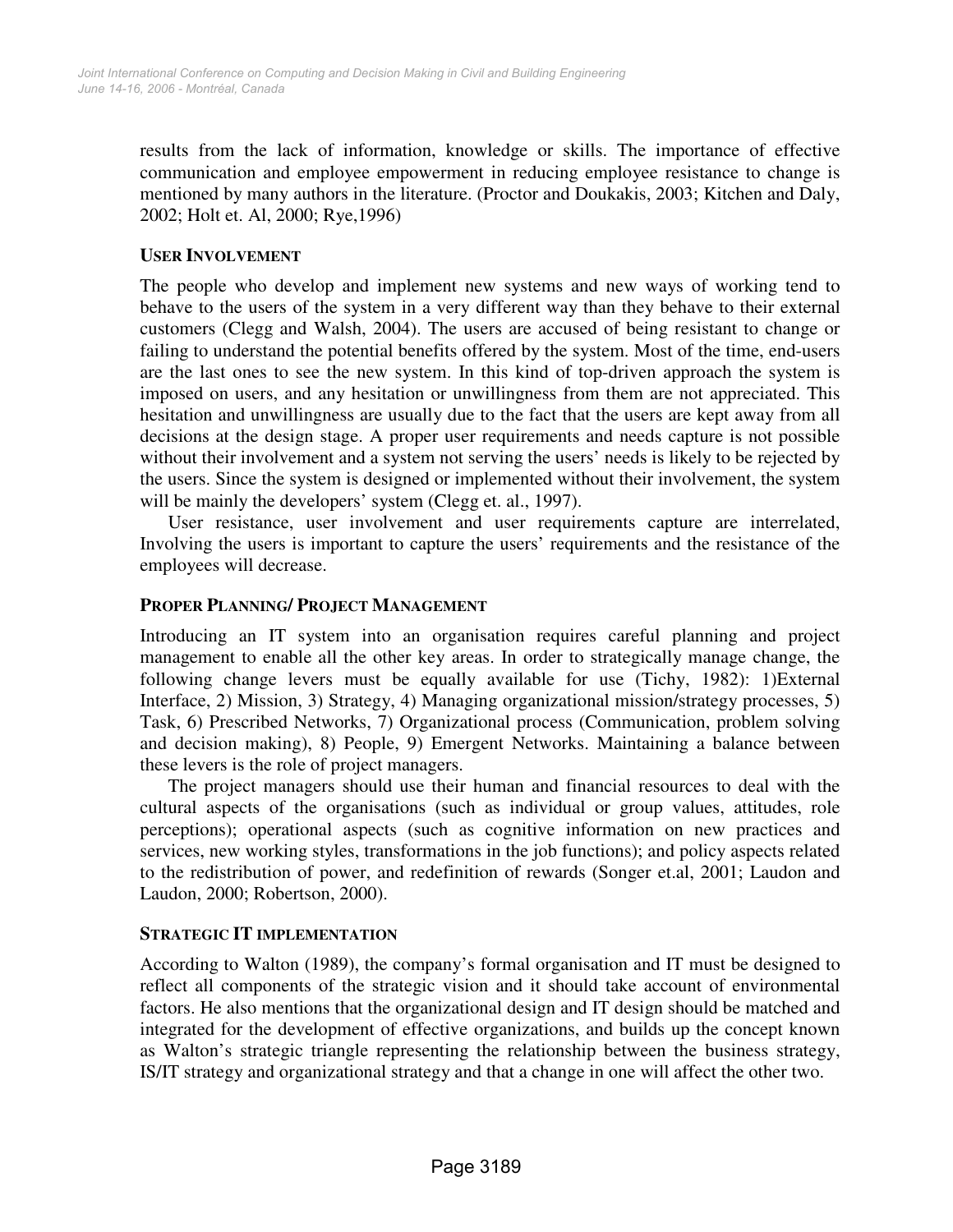results from the lack of information, knowledge or skills. The importance of effective communication and employee empowerment in reducing employee resistance to change is mentioned by many authors in the literature. (Proctor and Doukakis, 2003; Kitchen and Daly, 2002; Holt et. Al, 2000; Rye,1996)

### USER INVOLVEMENT

The people who develop and implement new systems and new ways of working tend to behave to the users of the system in a very different way than they behave to their external customers (Clegg and Walsh, 2004). The users are accused of being resistant to change or failing to understand the potential benefits offered by the system. Most of the time, end-users are the last ones to see the new system. In this kind of top-driven approach the system is imposed on users, and any hesitation or unwillingness from them are not appreciated. This hesitation and unwillingness are usually due to the fact that the users are kept away from all decisions at the design stage. A proper user requirements and needs capture is not possible without their involvement and a system not serving the users' needs is likely to be rejected by the users. Since the system is designed or implemented without their involvement, the system will be mainly the developers' system (Clegg et. al., 1997).

User resistance, user involvement and user requirements capture are interrelated, Involving the users is important to capture the users' requirements and the resistance of the employees will decrease.

### PROPER PLANNING/ PROJECT MANAGEMENT

Introducing an IT system into an organisation requires careful planning and project management to enable all the other key areas. In order to strategically manage change, the following change levers must be equally available for use (Tichy, 1982): 1)External Interface, 2) Mission, 3) Strategy, 4) Managing organizational mission/strategy processes, 5) Task, 6) Prescribed Networks, 7) Organizational process (Communication, problem solving and decision making), 8) People, 9) Emergent Networks. Maintaining a balance between these levers is the role of project managers.

The project managers should use their human and financial resources to deal with the cultural aspects of the organisations (such as individual or group values, attitudes, role perceptions); operational aspects (such as cognitive information on new practices and services, new working styles, transformations in the job functions); and policy aspects related to the redistribution of power, and redefinition of rewards (Songer et.al, 2001; Laudon and Laudon, 2000; Robertson, 2000).

### STRATEGIC IT IMPLEMENTATION

According to Walton (1989), the company's formal organisation and IT must be designed to reflect all components of the strategic vision and it should take account of environmental factors. He also mentions that the organizational design and IT design should be matched and integrated for the development of effective organizations, and builds up the concept known as Walton's strategic triangle representing the relationship between the business strategy, IS/IT strategy and organizational strategy and that a change in one will affect the other two.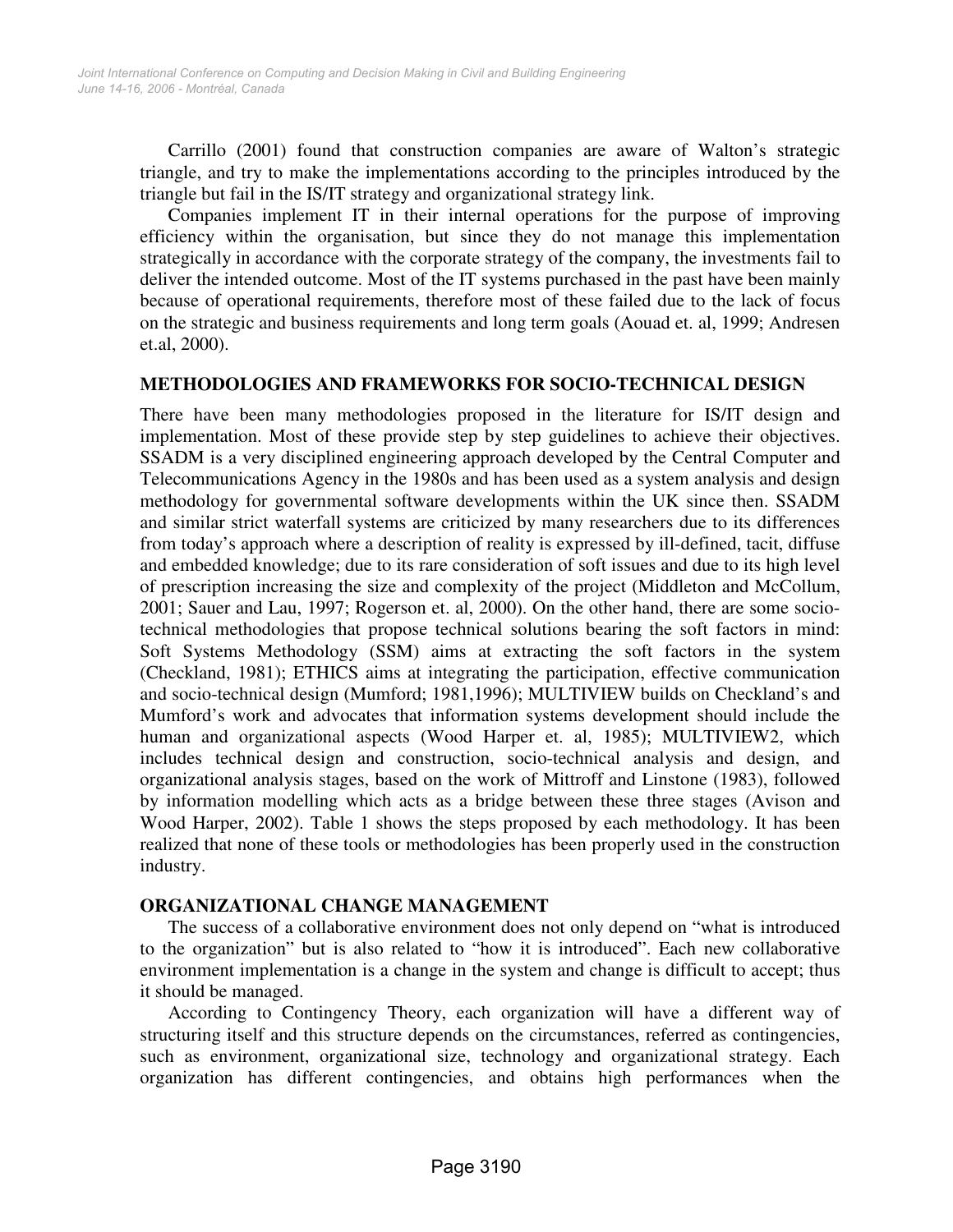Carrillo (2001) found that construction companies are aware of Walton's strategic triangle, and try to make the implementations according to the principles introduced by the triangle but fail in the IS/IT strategy and organizational strategy link.

Companies implement IT in their internal operations for the purpose of improving efficiency within the organisation, but since they do not manage this implementation strategically in accordance with the corporate strategy of the company, the investments fail to deliver the intended outcome. Most of the IT systems purchased in the past have been mainly because of operational requirements, therefore most of these failed due to the lack of focus on the strategic and business requirements and long term goals (Aouad et. al, 1999; Andresen et.al, 2000).

## METHODOLOGIES AND FRAMEWORKS FOR SOCIO-TECHNICAL DESIGN

There have been many methodologies proposed in the literature for IS/IT design and implementation. Most of these provide step by step guidelines to achieve their objectives. SSADM is a very disciplined engineering approach developed by the Central Computer and Telecommunications Agency in the 1980s and has been used as a system analysis and design methodology for governmental software developments within the UK since then. SSADM and similar strict waterfall systems are criticized by many researchers due to its differences from today's approach where a description of reality is expressed by ill-defined, tacit, diffuse and embedded knowledge; due to its rare consideration of soft issues and due to its high level of prescription increasing the size and complexity of the project (Middleton and McCollum, 2001; Sauer and Lau, 1997; Rogerson et. al, 2000). On the other hand, there are some socio-technical methodologies that propose technical solutions bearing the soft factors in mind: Soft Systems Methodology (SSM) aims at extracting the soft factors in the system (Checkland, 1981); ETHICS aims at integrating the participation, effective communication and socio-technical design (Mumford; 1981,1996); MULTIVIEW builds on Checkland's and Mumford's work and advocates that information systems development should include the human and organizational aspects (Wood Harper et. al, 1985); MULTIVIEW2, which includes technical design and construction, socio-technical analysis and design, and organizational analysis stages, based on the work of Mittroff and Linstone (1983), followed by information modelling which acts as a bridge between these three stages (Avison and Wood Harper, 2002). Table 1 shows the steps proposed by each methodology. It has been realized that none of these tools or methodologies has been properly used in the construction industry.

## ORGANIZATIONAL CHANGE MANAGEMENT

The success of a collaborative environment does not only depend on "what is introduced to the organization" but is also related to "how it is introduced". Each new collaborative environment implementation is a change in the system and change is difficult to accept; thus it should be managed.

According to Contingency Theory, each organization will have a different way of structuring itself and this structure depends on the circumstances, referred as contingencies, such as environment, organizational size, technology and organizational strategy. Each organization has different contingencies, and obtains high performances when the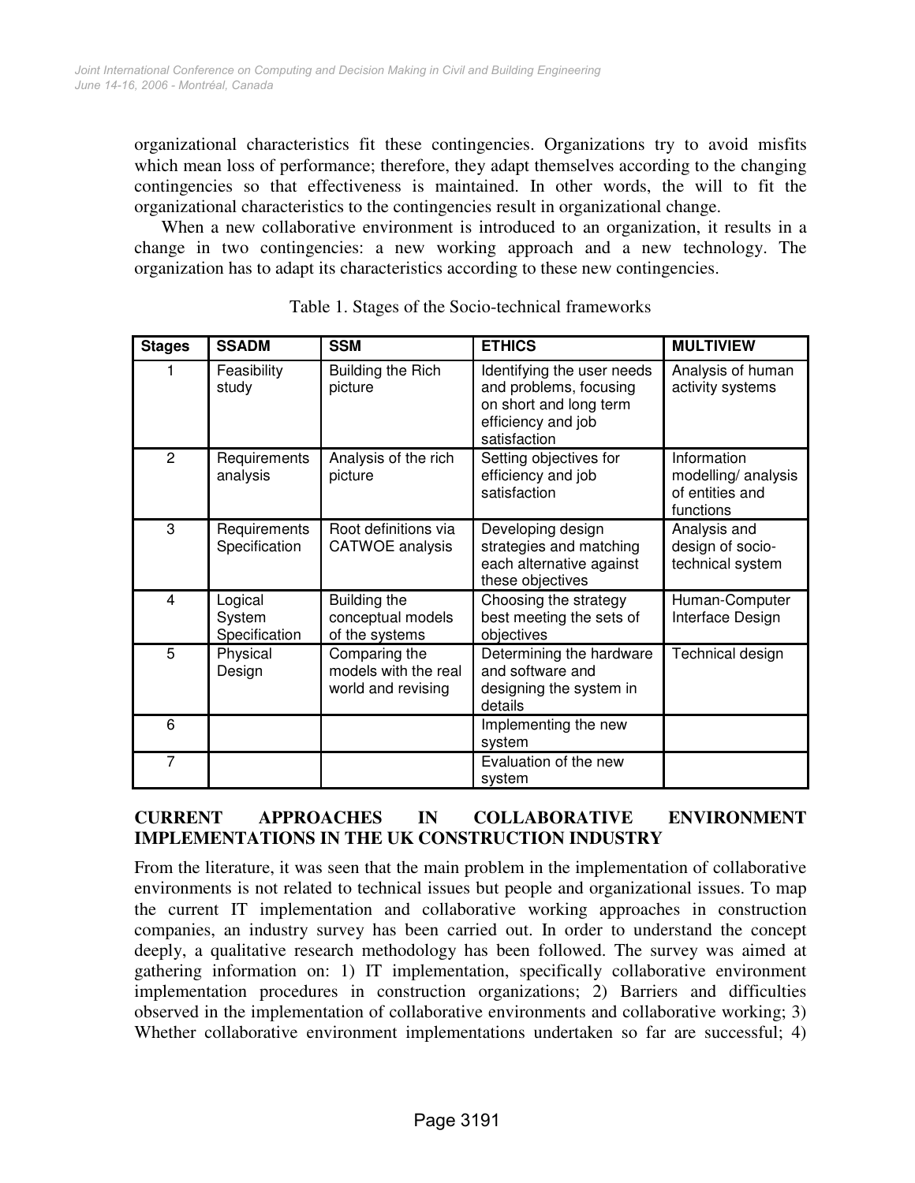organizational characteristics fit these contingencies. Organizations try to avoid misfits which mean loss of performance; therefore, they adapt themselves according to the changing contingencies so that effectiveness is maintained. In other words, the will to fit the organizational characteristics to the contingencies result in organizational change.

When a new collaborative environment is introduced to an organization, it results in a change in two contingencies: a new working approach and a new technology. The organization has to adapt its characteristics according to these new contingencies.

Table 1. Stages of the Socio-technical frameworks

| Stages | SSADM | SSM | ETHICS | MULTIVIEW |
|---|---|---|---|---|
| 1 | Feasibility study | Building the Rich picture | Identifying the user needs and problems, focusing on short and long term efficiency and job satisfaction | Analysis of human activity systems |
| 2 | Requirements analysis | Analysis of the rich picture | Setting objectives for efficiency and job satisfaction | Information modelling/ analysis of entities and functions |
| 3 | Requirements Specification | Root definitions via CATWOE analysis | Developing design strategies and matching each alternative against these objectives | Analysis and design of socio-technical system |
| 4 | Logical System Specification | Building the conceptual models of the systems | Choosing the strategy best meeting the sets of objectives | Human-Computer Interface Design |
| 5 | Physical Design | Comparing the models with the real world and revising | Determining the hardware and software and designing the system in details | Technical design |
| 6 | | | Implementing the new system | |
| 7 | | | Evaluation of the new system | |

## CURRENT APPROACHES IN COLLABORATIVE ENVIRONMENT IMPLEMENTATIONS IN THE UK CONSTRUCTION INDUSTRY

From the literature, it was seen that the main problem in the implementation of collaborative environments is not related to technical issues but people and organizational issues. To map the current IT implementation and collaborative working approaches in construction companies, an industry survey has been carried out. In order to understand the concept deeply, a qualitative research methodology has been followed. The survey was aimed at gathering information on: 1) IT implementation, specifically collaborative environment implementation procedures in construction organizations; 2) Barriers and difficulties observed in the implementation of collaborative environments and collaborative working; 3) Whether collaborative environment implementations undertaken so far are successful; 4)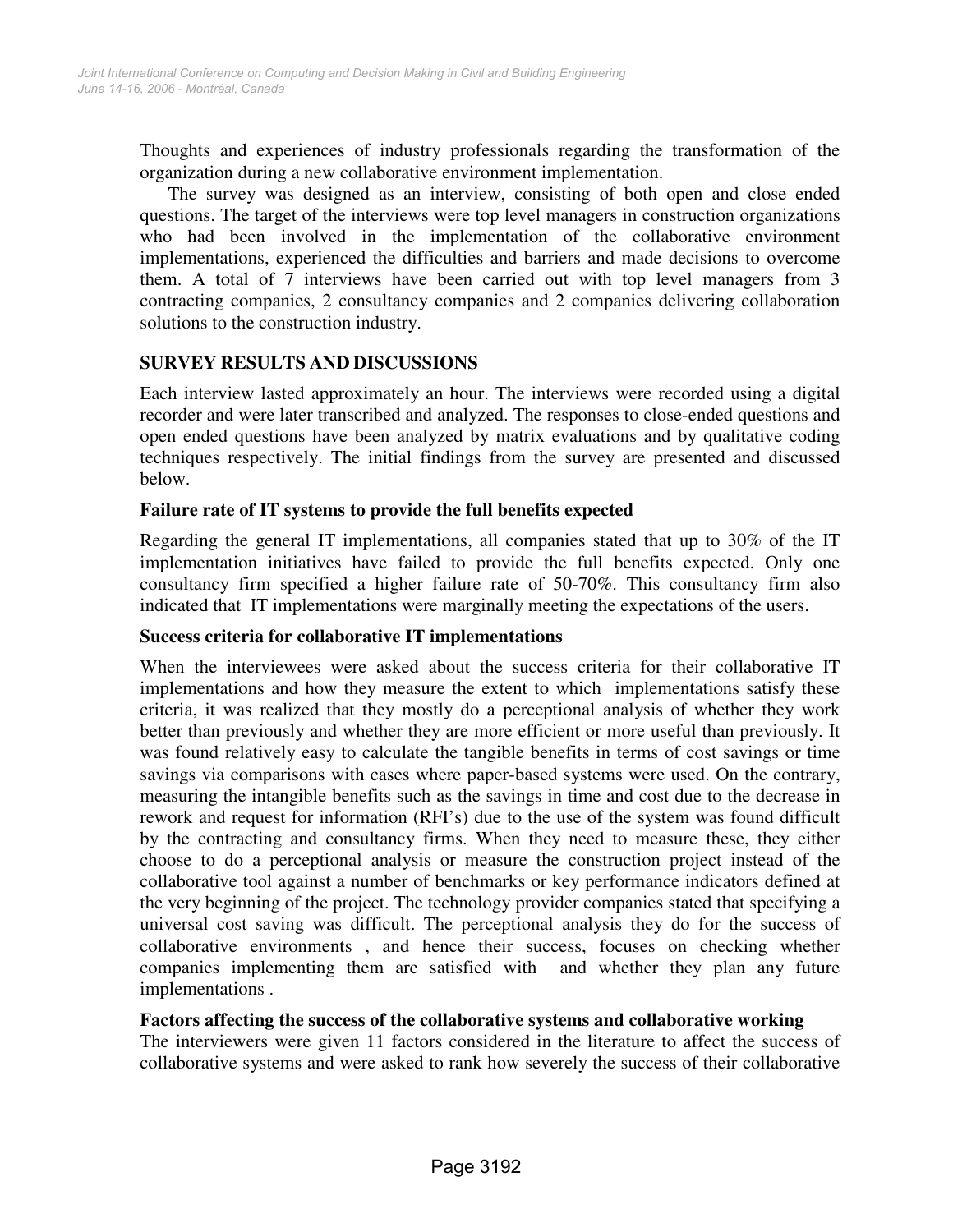Thoughts and experiences of industry professionals regarding the transformation of the organization during a new collaborative environment implementation.

The survey was designed as an interview, consisting of both open and close ended questions. The target of the interviews were top level managers in construction organizations who had been involved in the implementation of the collaborative environment implementations, experienced the difficulties and barriers and made decisions to overcome them. A total of 7 interviews have been carried out with top level managers from 3 contracting companies, 2 consultancy companies and 2 companies delivering collaboration solutions to the construction industry.

## SURVEY RESULTS AND DISCUSSIONS

Each interview lasted approximately an hour. The interviews were recorded using a digital recorder and were later transcribed and analyzed. The responses to close-ended questions and open ended questions have been analyzed by matrix evaluations and by qualitative coding techniques respectively. The initial findings from the survey are presented and discussed below.

### Failure rate of IT systems to provide the full benefits expected

Regarding the general IT implementations, all companies stated that up to 30% of the IT implementation initiatives have failed to provide the full benefits expected. Only one consultancy firm specified a higher failure rate of 50-70%. This consultancy firm also indicated that IT implementations were marginally meeting the expectations of the users.

### Success criteria for collaborative IT implementations

When the interviewees were asked about the success criteria for their collaborative IT implementations and how they measure the extent to which implementations satisfy these criteria, it was realized that they mostly do a perceptional analysis of whether they work better than previously and whether they are more efficient or more useful than previously. It was found relatively easy to calculate the tangible benefits in terms of cost savings or time savings via comparisons with cases where paper-based systems were used. On the contrary, measuring the intangible benefits such as the savings in time and cost due to the decrease in rework and request for information (RFI's) due to the use of the system was found difficult by the contracting and consultancy firms. When they need to measure these, they either choose to do a perceptional analysis or measure the construction project instead of the collaborative tool against a number of benchmarks or key performance indicators defined at the very beginning of the project. The technology provider companies stated that specifying a universal cost saving was difficult. The perceptional analysis they do for the success of collaborative environments , and hence their success, focuses on checking whether companies implementing them are satisfied with and whether they plan any future implementations .

### Factors affecting the success of the collaborative systems and collaborative working

The interviewers were given 11 factors considered in the literature to affect the success of collaborative systems and were asked to rank how severely the success of their collaborative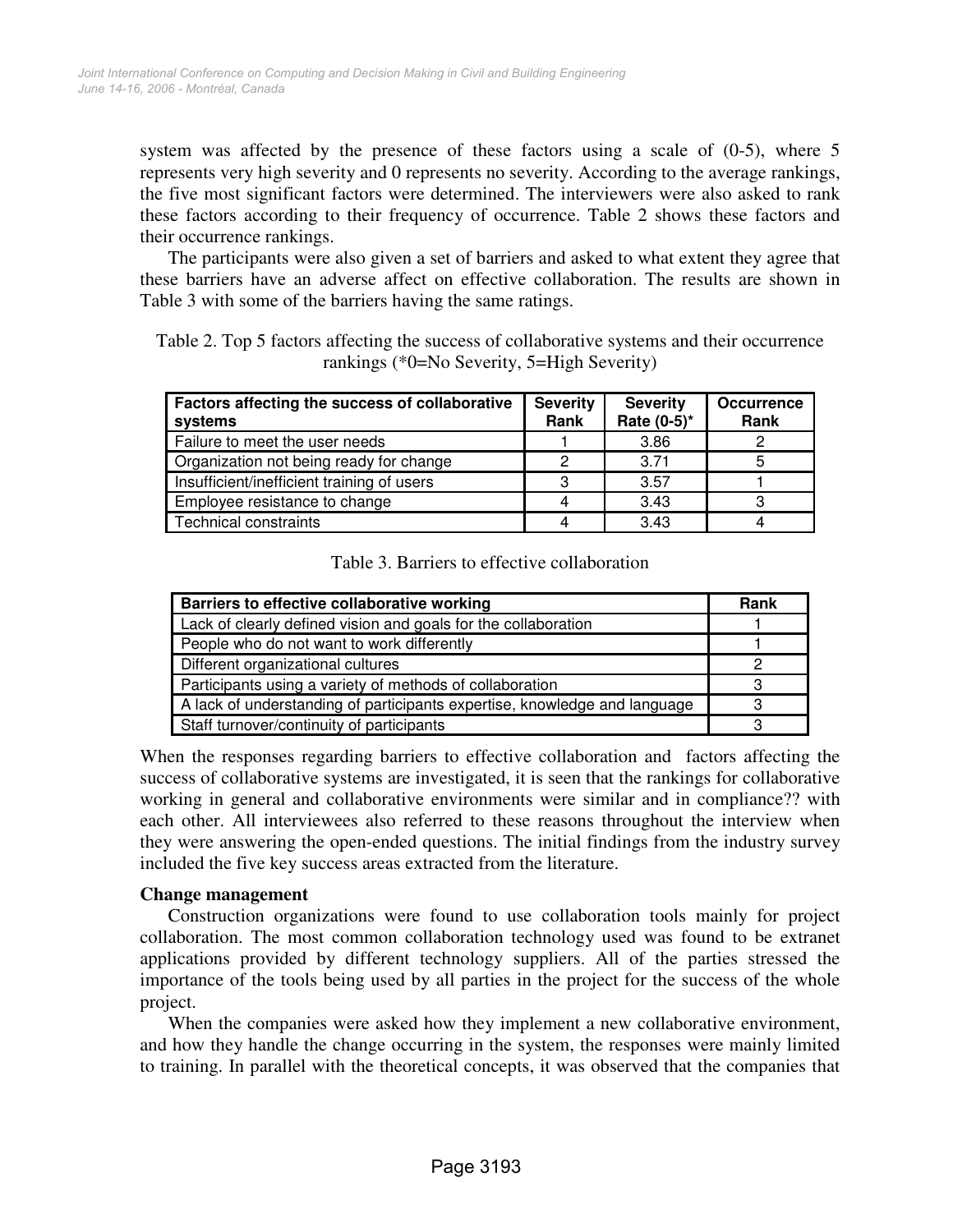system was affected by the presence of these factors using a scale of (0-5), where 5 represents very high severity and 0 represents no severity. According to the average rankings, the five most significant factors were determined. The interviewers were also asked to rank these factors according to their frequency of occurrence. Table 2 shows these factors and their occurrence rankings.

The participants were also given a set of barriers and asked to what extent they agree that these barriers have an adverse affect on effective collaboration. The results are shown in Table 3 with some of the barriers having the same ratings.

Table 2. Top 5 factors affecting the success of collaborative systems and their occurrence rankings (*0=No Severity, 5=High Severity)

| Factors affecting the success of collaborative systems | Severity Rank | Severity Rate (0-5)* | Occurrence Rank |
|---|---|---|---|
| Failure to meet the user needs | 1 | 3.86 | 2 |
| Organization not being ready for change | 2 | 3.71 | 5 |
| Insufficient/inefficient training of users | 3 | 3.57 | 1 |
| Employee resistance to change | 4 | 3.43 | 3 |
| Technical constraints | 4 | 3.43 | 4 |

Table 3. Barriers to effective collaboration

| Barriers to effective collaborative working | Rank |
|---|---|
| Lack of clearly defined vision and goals for the collaboration | 1 |
| People who do not want to work differently | 1 |
| Different organizational cultures | 2 |
| Participants using a variety of methods of collaboration | 3 |
| A lack of understanding of participants expertise, knowledge and language | 3 |
| Staff turnover/continuity of participants | 3 |

When the responses regarding barriers to effective collaboration and factors affecting the success of collaborative systems are investigated, it is seen that the rankings for collaborative working in general and collaborative environments were similar and in compliance?? with each other. All interviewees also referred to these reasons throughout the interview when they were answering the open-ended questions. The initial findings from the industry survey included the five key success areas extracted from the literature.

**Change management**

Construction organizations were found to use collaboration tools mainly for project collaboration. The most common collaboration technology used was found to be extranet applications provided by different technology suppliers. All of the parties stressed the importance of the tools being used by all parties in the project for the success of the whole project.

When the companies were asked how they implement a new collaborative environment, and how they handle the change occurring in the system, the responses were mainly limited to training. In parallel with the theoretical concepts, it was observed that the companies that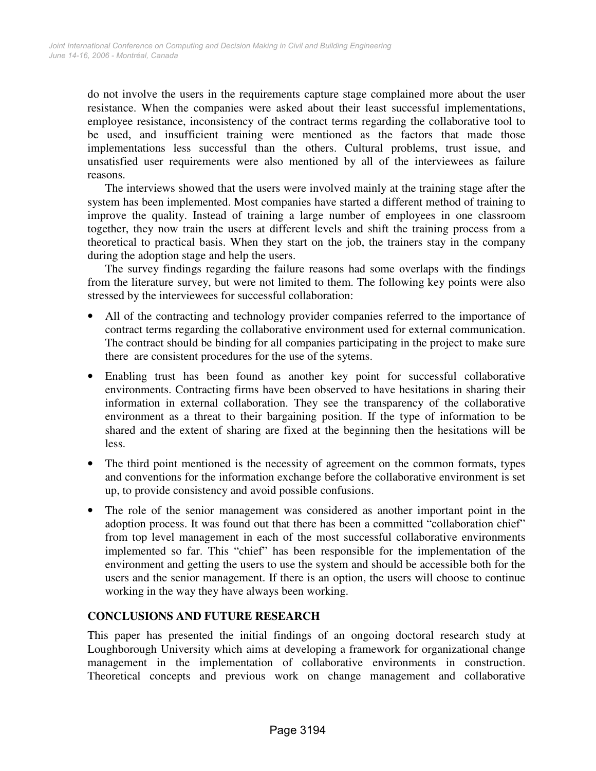do not involve the users in the requirements capture stage complained more about the user resistance. When the companies were asked about their least successful implementations, employee resistance, inconsistency of the contract terms regarding the collaborative tool to be used, and insufficient training were mentioned as the factors that made those implementations less successful than the others. Cultural problems, trust issue, and unsatisfied user requirements were also mentioned by all of the interviewees as failure reasons.

The interviews showed that the users were involved mainly at the training stage after the system has been implemented. Most companies have started a different method of training to improve the quality. Instead of training a large number of employees in one classroom together, they now train the users at different levels and shift the training process from a theoretical to practical basis. When they start on the job, the trainers stay in the company during the adoption stage and help the users.

The survey findings regarding the failure reasons had some overlaps with the findings from the literature survey, but were not limited to them. The following key points were also stressed by the interviewees for successful collaboration:

- All of the contracting and technology provider companies referred to the importance of contract terms regarding the collaborative environment used for external communication. The contract should be binding for all companies participating in the project to make sure there are consistent procedures for the use of the sytems.
- Enabling trust has been found as another key point for successful collaborative environments. Contracting firms have been observed to have hesitations in sharing their information in external collaboration. They see the transparency of the collaborative environment as a threat to their bargaining position. If the type of information to be shared and the extent of sharing are fixed at the beginning then the hesitations will be less.
- The third point mentioned is the necessity of agreement on the common formats, types and conventions for the information exchange before the collaborative environment is set up, to provide consistency and avoid possible confusions.
- The role of the senior management was considered as another important point in the adoption process. It was found out that there has been a committed "collaboration chief" from top level management in each of the most successful collaborative environments implemented so far. This "chief" has been responsible for the implementation of the environment and getting the users to use the system and should be accessible both for the users and the senior management. If there is an option, the users will choose to continue working in the way they have always been working.

## CONCLUSIONS AND FUTURE RESEARCH

This paper has presented the initial findings of an ongoing doctoral research study at Loughborough University which aims at developing a framework for organizational change management in the implementation of collaborative environments in construction. Theoretical concepts and previous work on change management and collaborative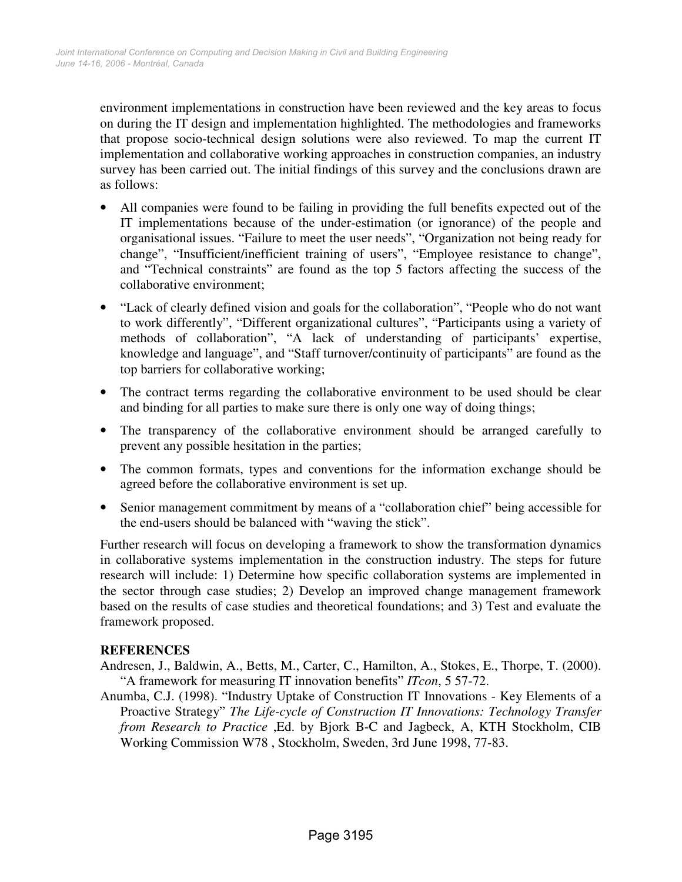environment implementations in construction have been reviewed and the key areas to focus on during the IT design and implementation highlighted. The methodologies and frameworks that propose socio-technical design solutions were also reviewed. To map the current IT implementation and collaborative working approaches in construction companies, an industry survey has been carried out. The initial findings of this survey and the conclusions drawn are as follows:

- All companies were found to be failing in providing the full benefits expected out of the IT implementations because of the under-estimation (or ignorance) of the people and organisational issues. "Failure to meet the user needs", "Organization not being ready for change", "Insufficient/inefficient training of users", "Employee resistance to change", and "Technical constraints" are found as the top 5 factors affecting the success of the collaborative environment;
- "Lack of clearly defined vision and goals for the collaboration", "People who do not want to work differently", "Different organizational cultures", "Participants using a variety of methods of collaboration", "A lack of understanding of participants' expertise, knowledge and language", and "Staff turnover/continuity of participants" are found as the top barriers for collaborative working;
- The contract terms regarding the collaborative environment to be used should be clear and binding for all parties to make sure there is only one way of doing things;
- The transparency of the collaborative environment should be arranged carefully to prevent any possible hesitation in the parties;
- The common formats, types and conventions for the information exchange should be agreed before the collaborative environment is set up.
- Senior management commitment by means of a "collaboration chief" being accessible for the end-users should be balanced with "waving the stick".

Further research will focus on developing a framework to show the transformation dynamics in collaborative systems implementation in the construction industry. The steps for future research will include: 1) Determine how specific collaboration systems are implemented in the sector through case studies; 2) Develop an improved change management framework based on the results of case studies and theoretical foundations; and 3) Test and evaluate the framework proposed.

## REFERENCES

Andresen, J., Baldwin, A., Betts, M., Carter, C., Hamilton, A., Stokes, E., Thorpe, T. (2000). "A framework for measuring IT innovation benefits" *ITcon*, 5 57-72.

Anumba, C.J. (1998). "Industry Uptake of Construction IT Innovations - Key Elements of a Proactive Strategy" *The Life-cycle of Construction IT Innovations: Technology Transfer from Research to Practice* ,Ed. by Bjork B-C and Jagbeck, A, KTH Stockholm, CIB Working Commission W78 , Stockholm, Sweden, 3rd June 1998, 77-83.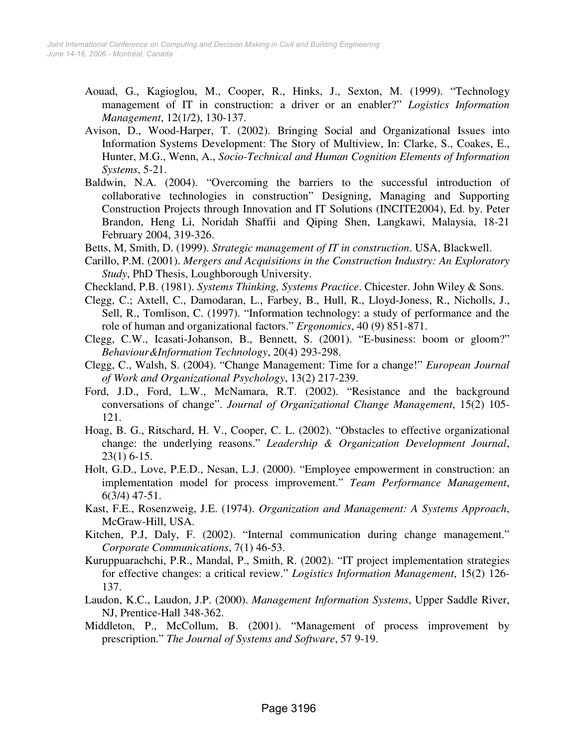Aouad, G., Kagioglou, M., Cooper, R., Hinks, J., Sexton, M. (1999). "Technology management of IT in construction: a driver or an enabler?" *Logistics Information Management*, 12(1/2), 130-137.

Avison, D., Wood-Harper, T. (2002). Bringing Social and Organizational Issues into Information Systems Development: The Story of Multiview, In: Clarke, S., Coakes, E., Hunter, M.G., Wenn, A., *Socio-Technical and Human Cognition Elements of Information Systems*, 5-21.

Baldwin, N.A. (2004). "Overcoming the barriers to the successful introduction of collaborative technologies in construction" Designing, Managing and Supporting Construction Projects through Innovation and IT Solutions (INCITE2004), Ed. by. Peter Brandon, Heng Li, Noridah Shaffii and Qiping Shen, Langkawi, Malaysia, 18-21 February 2004, 319-326.

Betts, M, Smith, D. (1999). *Strategic management of IT in construction*. USA, Blackwell.

Carillo, P.M. (2001). *Mergers and Acquisitions in the Construction Industry: An Exploratory Study*, PhD Thesis, Loughborough University.

Checkland, P.B. (1981). *Systems Thinking, Systems Practice*. Chicester. John Wiley & Sons.

Clegg, C.; Axtell, C., Damodaran, L., Farbey, B., Hull, R., Lloyd-Joness, R., Nicholls, J., Sell, R., Tomlison, C. (1997). "Information technology: a study of performance and the role of human and organizational factors." *Ergonomics*, 40 (9) 851-871.

Clegg, C.W., Icasati-Johanson, B., Bennett, S. (2001). "E-business: boom or gloom?" *Behaviour&Information Technology*, 20(4) 293-298.

Clegg, C., Walsh, S. (2004). "Change Management: Time for a change!" *European Journal of Work and Organizational Psychology*, 13(2) 217-239.

Ford, J.D., Ford, L.W., McNamara, R.T. (2002). "Resistance and the background conversations of change". *Journal of Organizational Change Management*, 15(2) 105-121.

Hoag, B. G., Ritschard, H. V., Cooper, C. L. (2002). "Obstacles to effective organizational change: the underlying reasons." *Leadership & Organization Development Journal*, 23(1) 6-15.

Holt, G.D., Love, P.E.D., Nesan, L.J. (2000). "Employee empowerment in construction: an implementation model for process improvement." *Team Performance Management*, 6(3/4) 47-51.

Kast, F.E., Rosenzweig, J.E. (1974). *Organization and Management: A Systems Approach*, McGraw-Hill, USA.

Kitchen, P.J, Daly, F. (2002). "Internal communication during change management." *Corporate Communications*, 7(1) 46-53.

Kuruppuarachchi, P.R., Mandal, P., Smith, R. (2002). "IT project implementation strategies for effective changes: a critical review." *Logistics Information Management*, 15(2) 126-137.

Laudon, K.C., Laudon, J.P. (2000). *Management Information Systems*, Upper Saddle River, NJ, Prentice-Hall 348-362.

Middleton, P., McCollum, B. (2001). "Management of process improvement by prescription." *The Journal of Systems and Software*, 57 9-19.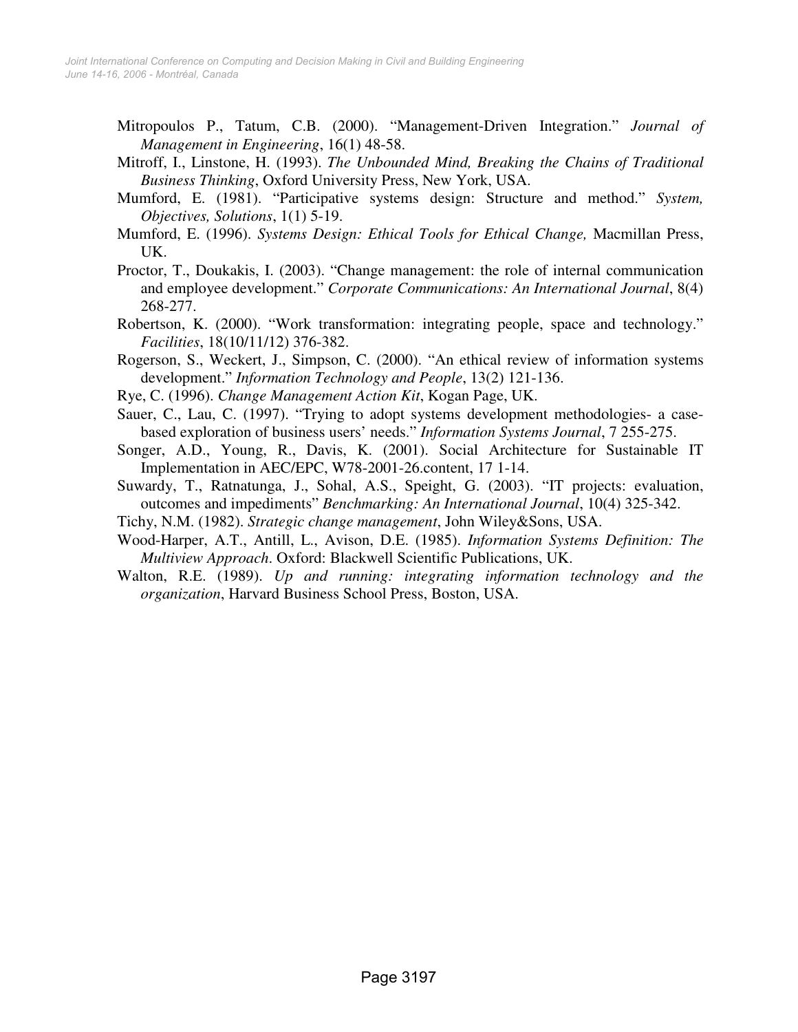Mitropoulos P., Tatum, C.B. (2000). "Management-Driven Integration." *Journal of Management in Engineering*, 16(1) 48-58.

Mitroff, I., Linstone, H. (1993). *The Unbounded Mind, Breaking the Chains of Traditional Business Thinking*, Oxford University Press, New York, USA.

Mumford, E. (1981). "Participative systems design: Structure and method." *System, Objectives, Solutions*, 1(1) 5-19.

Mumford, E. (1996). *Systems Design: Ethical Tools for Ethical Change,* Macmillan Press, UK.

Proctor, T., Doukakis, I. (2003). "Change management: the role of internal communication and employee development." *Corporate Communications: An International Journal*, 8(4) 268-277.

Robertson, K. (2000). "Work transformation: integrating people, space and technology." *Facilities*, 18(10/11/12) 376-382.

Rogerson, S., Weckert, J., Simpson, C. (2000). "An ethical review of information systems development." *Information Technology and People*, 13(2) 121-136.

Rye, C. (1996). *Change Management Action Kit*, Kogan Page, UK.

Sauer, C., Lau, C. (1997). "Trying to adopt systems development methodologies- a case-based exploration of business users' needs." *Information Systems Journal*, 7 255-275.

Songer, A.D., Young, R., Davis, K. (2001). Social Architecture for Sustainable IT Implementation in AEC/EPC, W78-2001-26.content, 17 1-14.

Suwardy, T., Ratnatunga, J., Sohal, A.S., Speight, G. (2003). "IT projects: evaluation, outcomes and impediments" *Benchmarking: An International Journal*, 10(4) 325-342.

Tichy, N.M. (1982). *Strategic change management*, John Wiley&Sons, USA.

Wood-Harper, A.T., Antill, L., Avison, D.E. (1985). *Information Systems Definition: The Multiview Approach*. Oxford: Blackwell Scientific Publications, UK.

Walton, R.E. (1989). *Up and running: integrating information technology and the organization*, Harvard Business School Press, Boston, USA.